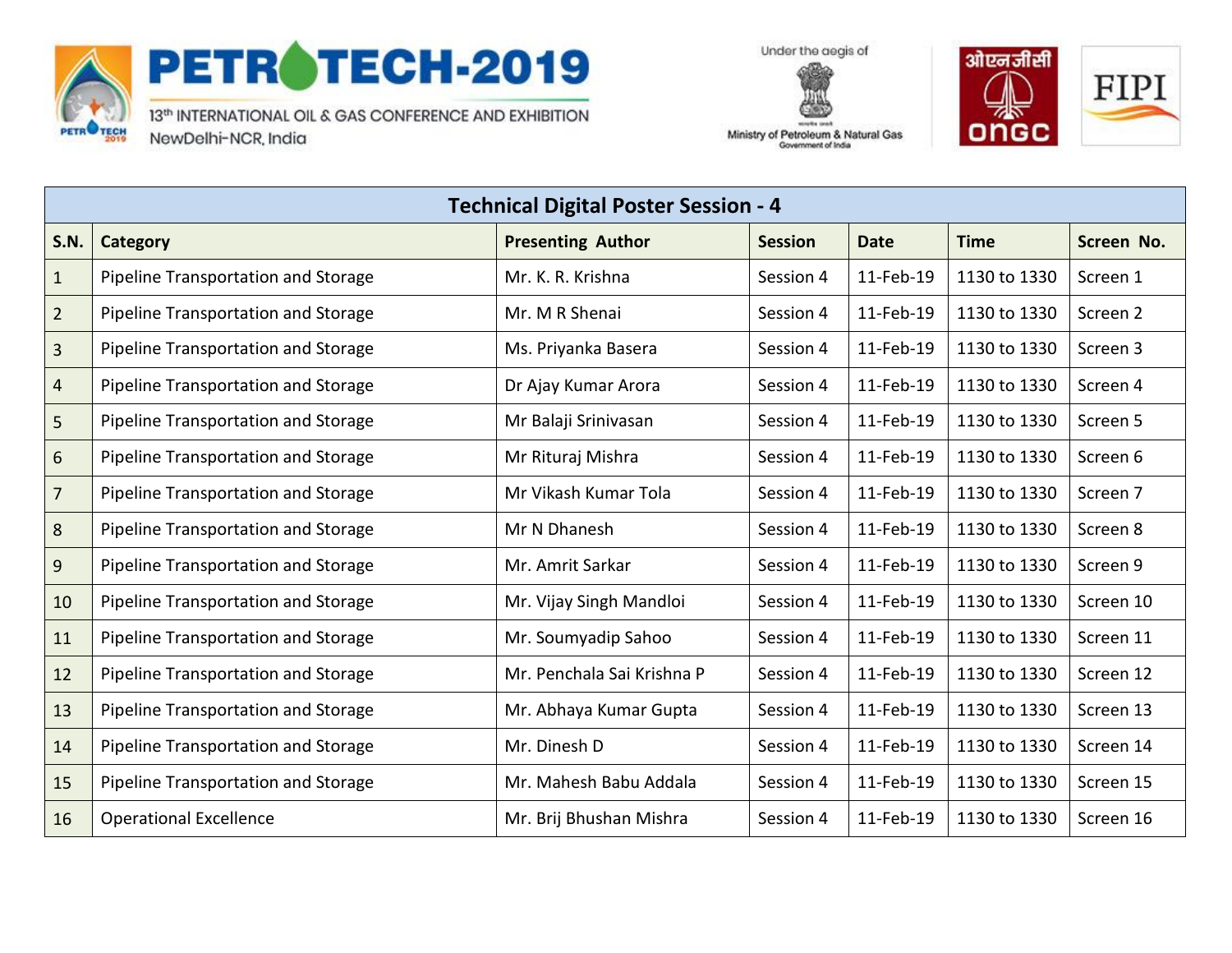PETROTECH-2019

13th INTERNATIONAL OIL & GAS CONFERENCE AND EXHIBITION

NewDelhi-NCR, India

Under the aegis of Ministry of Petroleum & Natural Gas, Government of India

ओएनजीसी ONGC

FIPI

## Technical Digital Poster Session - 4

| S.N. | Category | Presenting Author | Session | Date | Time | Screen No. |
|---|---|---|---|---|---|---|
| 1 | Pipeline Transportation and Storage | Mr. K. R. Krishna | Session 4 | 11-Feb-19 | 1130 to 1330 | Screen 1 |
| 2 | Pipeline Transportation and Storage | Mr. M R Shenai | Session 4 | 11-Feb-19 | 1130 to 1330 | Screen 2 |
| 3 | Pipeline Transportation and Storage | Ms. Priyanka Basera | Session 4 | 11-Feb-19 | 1130 to 1330 | Screen 3 |
| 4 | Pipeline Transportation and Storage | Dr Ajay Kumar Arora | Session 4 | 11-Feb-19 | 1130 to 1330 | Screen 4 |
| 5 | Pipeline Transportation and Storage | Mr Balaji Srinivasan | Session 4 | 11-Feb-19 | 1130 to 1330 | Screen 5 |
| 6 | Pipeline Transportation and Storage | Mr Rituraj Mishra | Session 4 | 11-Feb-19 | 1130 to 1330 | Screen 6 |
| 7 | Pipeline Transportation and Storage | Mr Vikash Kumar Tola | Session 4 | 11-Feb-19 | 1130 to 1330 | Screen 7 |
| 8 | Pipeline Transportation and Storage | Mr N Dhanesh | Session 4 | 11-Feb-19 | 1130 to 1330 | Screen 8 |
| 9 | Pipeline Transportation and Storage | Mr. Amrit Sarkar | Session 4 | 11-Feb-19 | 1130 to 1330 | Screen 9 |
| 10 | Pipeline Transportation and Storage | Mr. Vijay Singh Mandloi | Session 4 | 11-Feb-19 | 1130 to 1330 | Screen 10 |
| 11 | Pipeline Transportation and Storage | Mr. Soumyadip Sahoo | Session 4 | 11-Feb-19 | 1130 to 1330 | Screen 11 |
| 12 | Pipeline Transportation and Storage | Mr. Penchala Sai Krishna P | Session 4 | 11-Feb-19 | 1130 to 1330 | Screen 12 |
| 13 | Pipeline Transportation and Storage | Mr. Abhaya Kumar Gupta | Session 4 | 11-Feb-19 | 1130 to 1330 | Screen 13 |
| 14 | Pipeline Transportation and Storage | Mr. Dinesh D | Session 4 | 11-Feb-19 | 1130 to 1330 | Screen 14 |
| 15 | Pipeline Transportation and Storage | Mr. Mahesh Babu Addala | Session 4 | 11-Feb-19 | 1130 to 1330 | Screen 15 |
| 16 | Operational Excellence | Mr. Brij Bhushan Mishra | Session 4 | 11-Feb-19 | 1130 to 1330 | Screen 16 |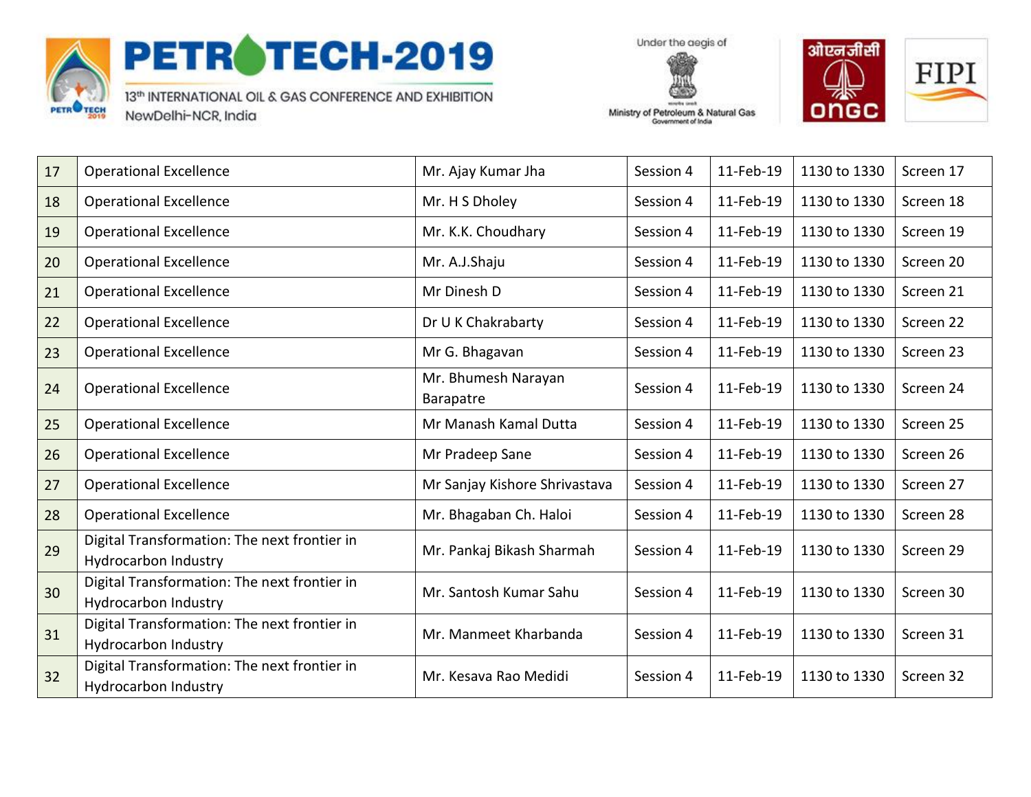| 17 | Operational Excellence | Mr. Ajay Kumar Jha | Session 4 | 11-Feb-19 | 1130 to 1330 | Screen 17 |
|---|---|---|---|---|---|---|
| 18 | Operational Excellence | Mr. H S Dholey | Session 4 | 11-Feb-19 | 1130 to 1330 | Screen 18 |
| 19 | Operational Excellence | Mr. K.K. Choudhary | Session 4 | 11-Feb-19 | 1130 to 1330 | Screen 19 |
| 20 | Operational Excellence | Mr. A.J.Shaju | Session 4 | 11-Feb-19 | 1130 to 1330 | Screen 20 |
| 21 | Operational Excellence | Mr Dinesh D | Session 4 | 11-Feb-19 | 1130 to 1330 | Screen 21 |
| 22 | Operational Excellence | Dr U K Chakrabarty | Session 4 | 11-Feb-19 | 1130 to 1330 | Screen 22 |
| 23 | Operational Excellence | Mr G. Bhagavan | Session 4 | 11-Feb-19 | 1130 to 1330 | Screen 23 |
| 24 | Operational Excellence | Mr. Bhumesh Narayan Barapatre | Session 4 | 11-Feb-19 | 1130 to 1330 | Screen 24 |
| 25 | Operational Excellence | Mr Manash Kamal Dutta | Session 4 | 11-Feb-19 | 1130 to 1330 | Screen 25 |
| 26 | Operational Excellence | Mr Pradeep Sane | Session 4 | 11-Feb-19 | 1130 to 1330 | Screen 26 |
| 27 | Operational Excellence | Mr Sanjay Kishore Shrivastava | Session 4 | 11-Feb-19 | 1130 to 1330 | Screen 27 |
| 28 | Operational Excellence | Mr. Bhagaban Ch. Haloi | Session 4 | 11-Feb-19 | 1130 to 1330 | Screen 28 |
| 29 | Digital Transformation: The next frontier in Hydrocarbon Industry | Mr. Pankaj Bikash Sharmah | Session 4 | 11-Feb-19 | 1130 to 1330 | Screen 29 |
| 30 | Digital Transformation: The next frontier in Hydrocarbon Industry | Mr. Santosh Kumar Sahu | Session 4 | 11-Feb-19 | 1130 to 1330 | Screen 30 |
| 31 | Digital Transformation: The next frontier in Hydrocarbon Industry | Mr. Manmeet Kharbanda | Session 4 | 11-Feb-19 | 1130 to 1330 | Screen 31 |
| 32 | Digital Transformation: The next frontier in Hydrocarbon Industry | Mr. Kesava Rao Medidi | Session 4 | 11-Feb-19 | 1130 to 1330 | Screen 32 |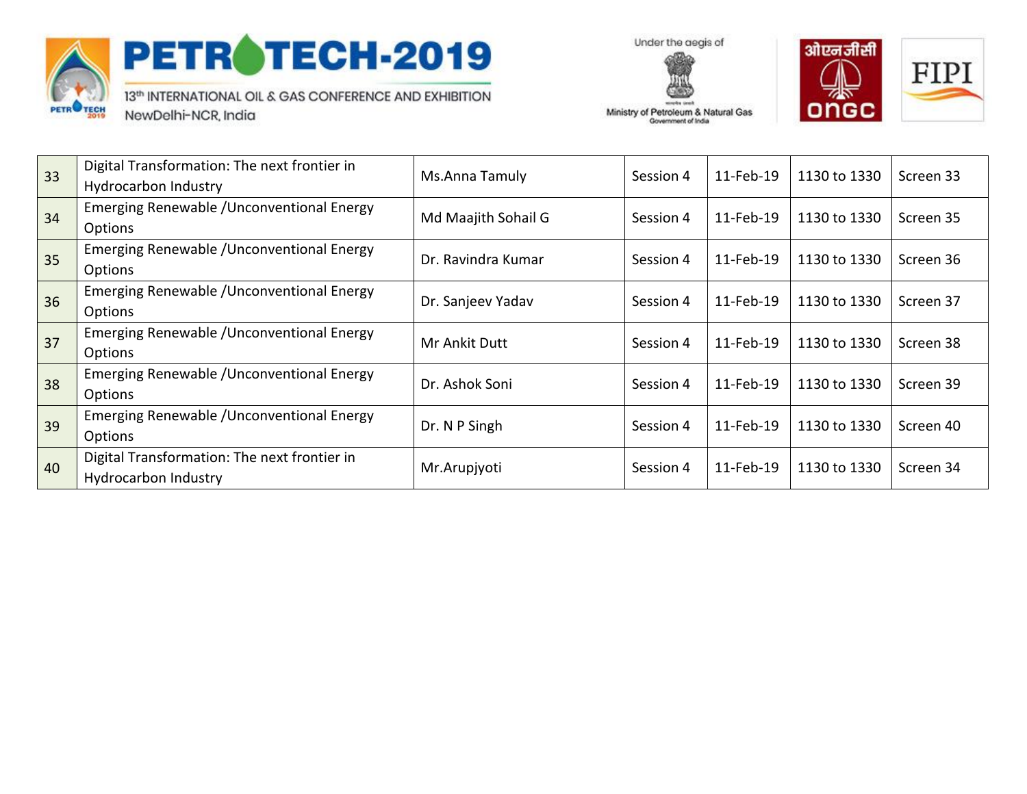| | | | | | | |
|---|---|---|---|---|---|---|
| 33 | Digital Transformation: The next frontier in Hydrocarbon Industry | Ms.Anna Tamuly | Session 4 | 11-Feb-19 | 1130 to 1330 | Screen 33 |
| 34 | Emerging Renewable /Unconventional Energy Options | Md Maajith Sohail G | Session 4 | 11-Feb-19 | 1130 to 1330 | Screen 35 |
| 35 | Emerging Renewable /Unconventional Energy Options | Dr. Ravindra Kumar | Session 4 | 11-Feb-19 | 1130 to 1330 | Screen 36 |
| 36 | Emerging Renewable /Unconventional Energy Options | Dr. Sanjeev Yadav | Session 4 | 11-Feb-19 | 1130 to 1330 | Screen 37 |
| 37 | Emerging Renewable /Unconventional Energy Options | Mr Ankit Dutt | Session 4 | 11-Feb-19 | 1130 to 1330 | Screen 38 |
| 38 | Emerging Renewable /Unconventional Energy Options | Dr. Ashok Soni | Session 4 | 11-Feb-19 | 1130 to 1330 | Screen 39 |
| 39 | Emerging Renewable /Unconventional Energy Options | Dr. N P Singh | Session 4 | 11-Feb-19 | 1130 to 1330 | Screen 40 |
| 40 | Digital Transformation: The next frontier in Hydrocarbon Industry | Mr.Arupjyoti | Session 4 | 11-Feb-19 | 1130 to 1330 | Screen 34 |